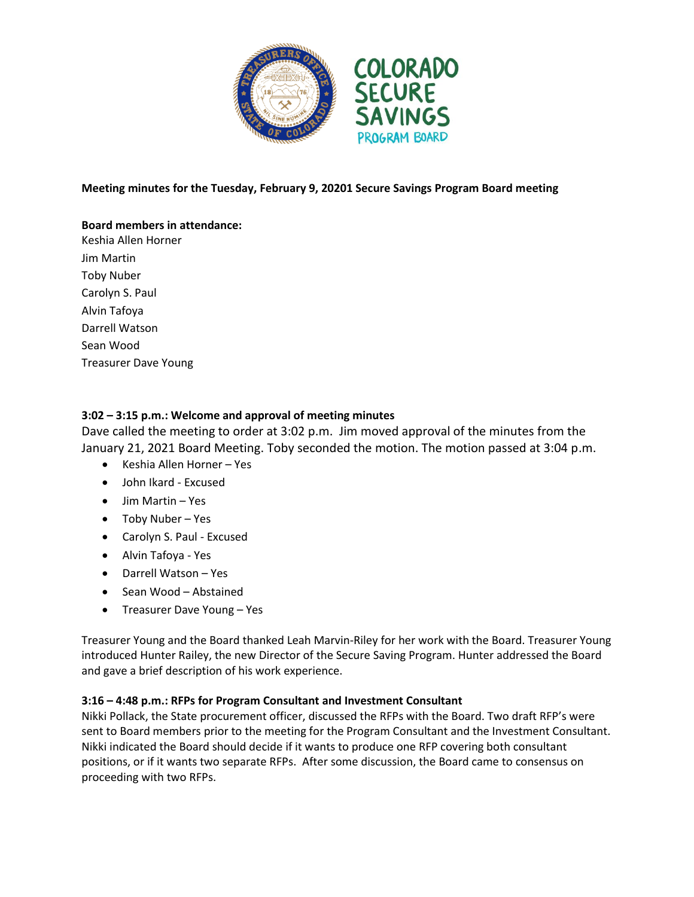**Meeting minutes for the Tuesday, February 9, 20201 Secure Savings Program Board meeting**

**Board members in attendance:**

Keshia Allen Horner
Jim Martin
Toby Nuber
Carolyn S. Paul
Alvin Tafoya
Darrell Watson
Sean Wood
Treasurer Dave Young

**3:02 – 3:15 p.m.: Welcome and approval of meeting minutes**

Dave called the meeting to order at 3:02 p.m. Jim moved approval of the minutes from the January 21, 2021 Board Meeting. Toby seconded the motion. The motion passed at 3:04 p.m.

- Keshia Allen Horner – Yes
- John Ikard - Excused
- Jim Martin – Yes
- Toby Nuber – Yes
- Carolyn S. Paul - Excused
- Alvin Tafoya - Yes
- Darrell Watson – Yes
- Sean Wood – Abstained
- Treasurer Dave Young – Yes

Treasurer Young and the Board thanked Leah Marvin-Riley for her work with the Board. Treasurer Young introduced Hunter Railey, the new Director of the Secure Saving Program. Hunter addressed the Board and gave a brief description of his work experience.

**3:16 – 4:48 p.m.: RFPs for Program Consultant and Investment Consultant**

Nikki Pollack, the State procurement officer, discussed the RFPs with the Board. Two draft RFP's were sent to Board members prior to the meeting for the Program Consultant and the Investment Consultant. Nikki indicated the Board should decide if it wants to produce one RFP covering both consultant positions, or if it wants two separate RFPs. After some discussion, the Board came to consensus on proceeding with two RFPs.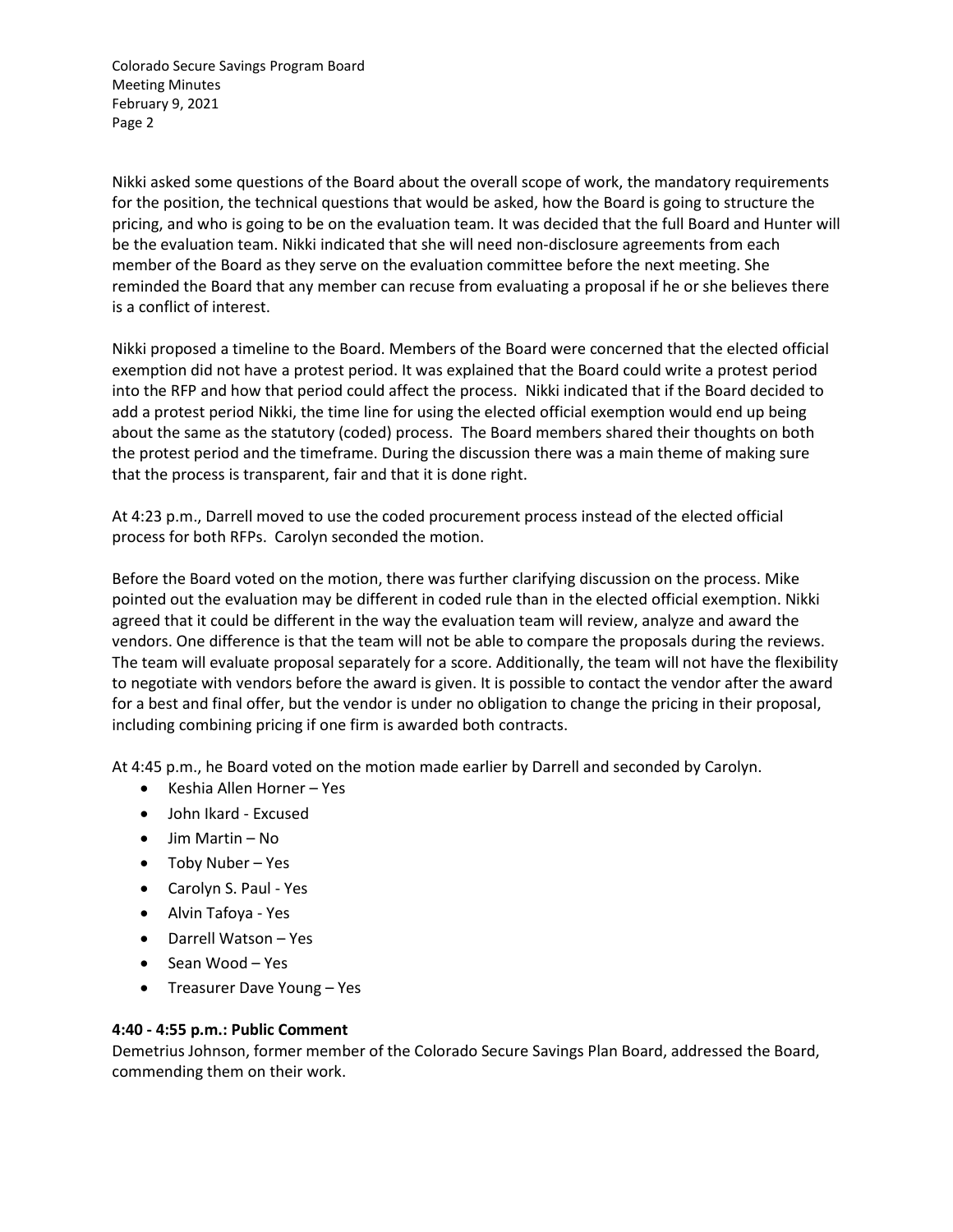Nikki asked some questions of the Board about the overall scope of work, the mandatory requirements for the position, the technical questions that would be asked, how the Board is going to structure the pricing, and who is going to be on the evaluation team. It was decided that the full Board and Hunter will be the evaluation team. Nikki indicated that she will need non-disclosure agreements from each member of the Board as they serve on the evaluation committee before the next meeting. She reminded the Board that any member can recuse from evaluating a proposal if he or she believes there is a conflict of interest.

Nikki proposed a timeline to the Board. Members of the Board were concerned that the elected official exemption did not have a protest period. It was explained that the Board could write a protest period into the RFP and how that period could affect the process. Nikki indicated that if the Board decided to add a protest period Nikki, the time line for using the elected official exemption would end up being about the same as the statutory (coded) process. The Board members shared their thoughts on both the protest period and the timeframe. During the discussion there was a main theme of making sure that the process is transparent, fair and that it is done right.

At 4:23 p.m., Darrell moved to use the coded procurement process instead of the elected official process for both RFPs. Carolyn seconded the motion.

Before the Board voted on the motion, there was further clarifying discussion on the process. Mike pointed out the evaluation may be different in coded rule than in the elected official exemption. Nikki agreed that it could be different in the way the evaluation team will review, analyze and award the vendors. One difference is that the team will not be able to compare the proposals during the reviews. The team will evaluate proposal separately for a score. Additionally, the team will not have the flexibility to negotiate with vendors before the award is given. It is possible to contact the vendor after the award for a best and final offer, but the vendor is under no obligation to change the pricing in their proposal, including combining pricing if one firm is awarded both contracts.

At 4:45 p.m., he Board voted on the motion made earlier by Darrell and seconded by Carolyn.

- Keshia Allen Horner – Yes
- John Ikard - Excused
- Jim Martin – No
- Toby Nuber – Yes
- Carolyn S. Paul - Yes
- Alvin Tafoya - Yes
- Darrell Watson – Yes
- Sean Wood – Yes
- Treasurer Dave Young – Yes

**4:40 - 4:55 p.m.: Public Comment**

Demetrius Johnson, former member of the Colorado Secure Savings Plan Board, addressed the Board, commending them on their work.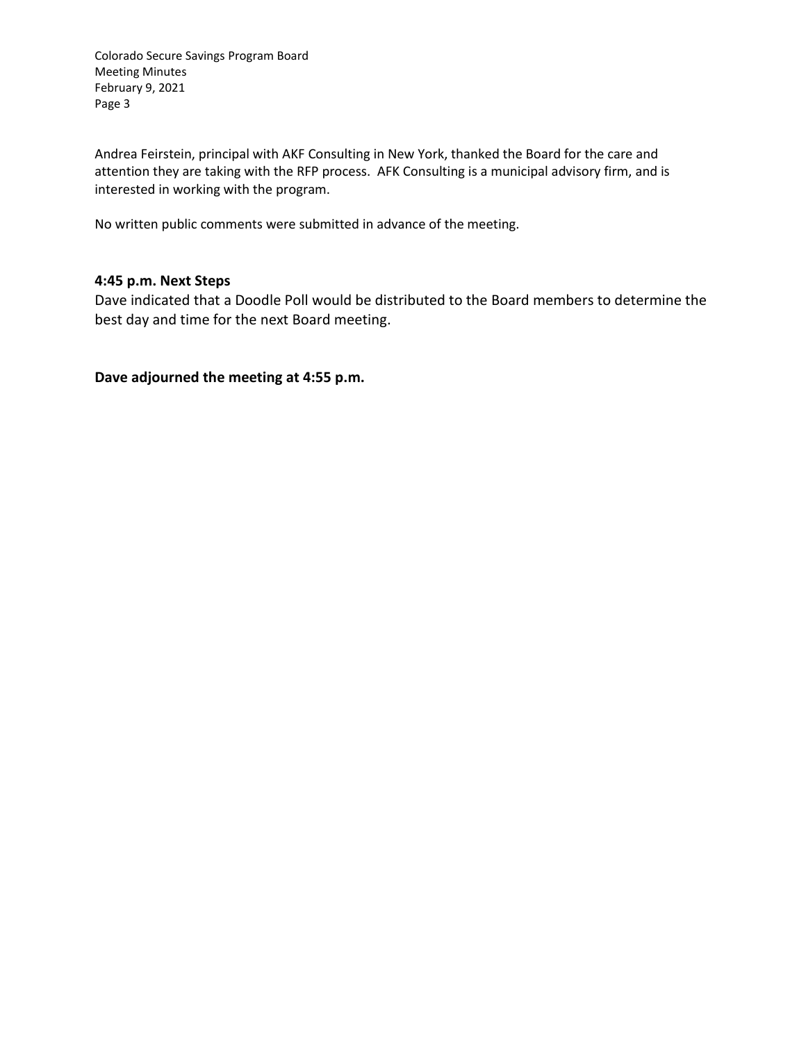Andrea Feirstein, principal with AKF Consulting in New York, thanked the Board for the care and attention they are taking with the RFP process. AFK Consulting is a municipal advisory firm, and is interested in working with the program.

No written public comments were submitted in advance of the meeting.

### 4:45 p.m. Next Steps

Dave indicated that a Doodle Poll would be distributed to the Board members to determine the best day and time for the next Board meeting.

**Dave adjourned the meeting at 4:55 p.m.**